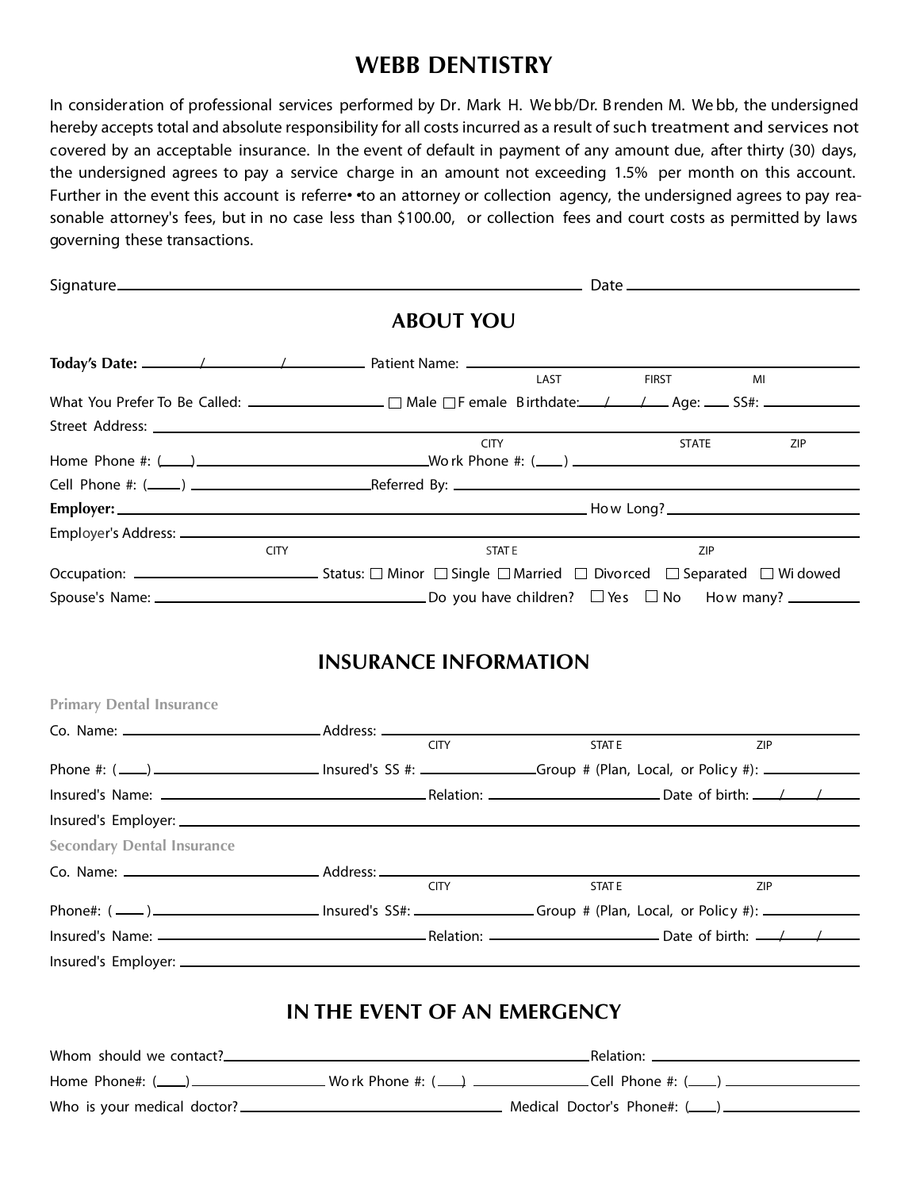# WEBB DENTISTRY

In consideration of professional services performed by Dr. Mark H. Webb/Dr. Brenden M. Webb, the undersigned hereby accepts total and absolute responsibility for all costs incurred as a result of such treatment and services not covered by an acceptable insurance. In the event of default in payment of any amount due, after thirty (30) days, the undersigned agrees to pay a service charge in an amount not exceeding 1.5% per month on this account. Further in the event this account is referre• •to an attorney or collection agency, the undersigned agrees to pay reasonable attorney's fees, but in no case less than $100.00, or collection fees and court costs as permitted by laws governing these transactions.

Signature________________________________________ Date____________________

## ABOUT YOU

**Today's Date:** ______/______/______ Patient Name: ______________________________
LAST FIRST MI

What You Prefer To Be Called: ______________ ☐ Male ☐ Female Birthdate: ___/___/___ Age: ___ SS#: __________

Street Address: ________________________________________________
CITY STATE ZIP

Home Phone #: (____)____________________ Work Phone #: (____) ____________________

Cell Phone #: (____) ____________________ Referred By: ____________________

**Employer:** ________________________________________ How Long? ____________________

Employer's Address: ________________________________________________
CITY STATE ZIP

Occupation: ____________________ Status: ☐ Minor ☐ Single ☐ Married ☐ Divorced ☐ Separated ☐ Widowed

Spouse's Name: ____________________ Do you have children? ☐ Yes ☐ No How many? ________

## INSURANCE INFORMATION

**Primary Dental Insurance**

Co. Name: ____________________ Address: ________________________________
CITY STATE ZIP

Phone #: (____)____________________ Insured's SS #: ______________ Group # (Plan, Local, or Policy #): __________

Insured's Name: ____________________ Relation: ____________________ Date of birth: ___/___/___

Insured's Employer: ________________________________________________

**Secondary Dental Insurance**

Co. Name: ____________________ Address: ________________________________
CITY STATE ZIP

Phone#: (____)____________________ Insured's SS#: ______________ Group # (Plan, Local, or Policy #): __________

Insured's Name: ____________________ Relation: ____________________ Date of birth: ___/___/___

Insured's Employer: ________________________________________________

## IN THE EVENT OF AN EMERGENCY

Whom should we contact? ________________________________ Relation: ____________________

Home Phone#: (____)______________ Work Phone #: (____) ______________ Cell Phone #: (____) ______________

Who is your medical doctor? ____________________________ Medical Doctor's Phone#: (____)______________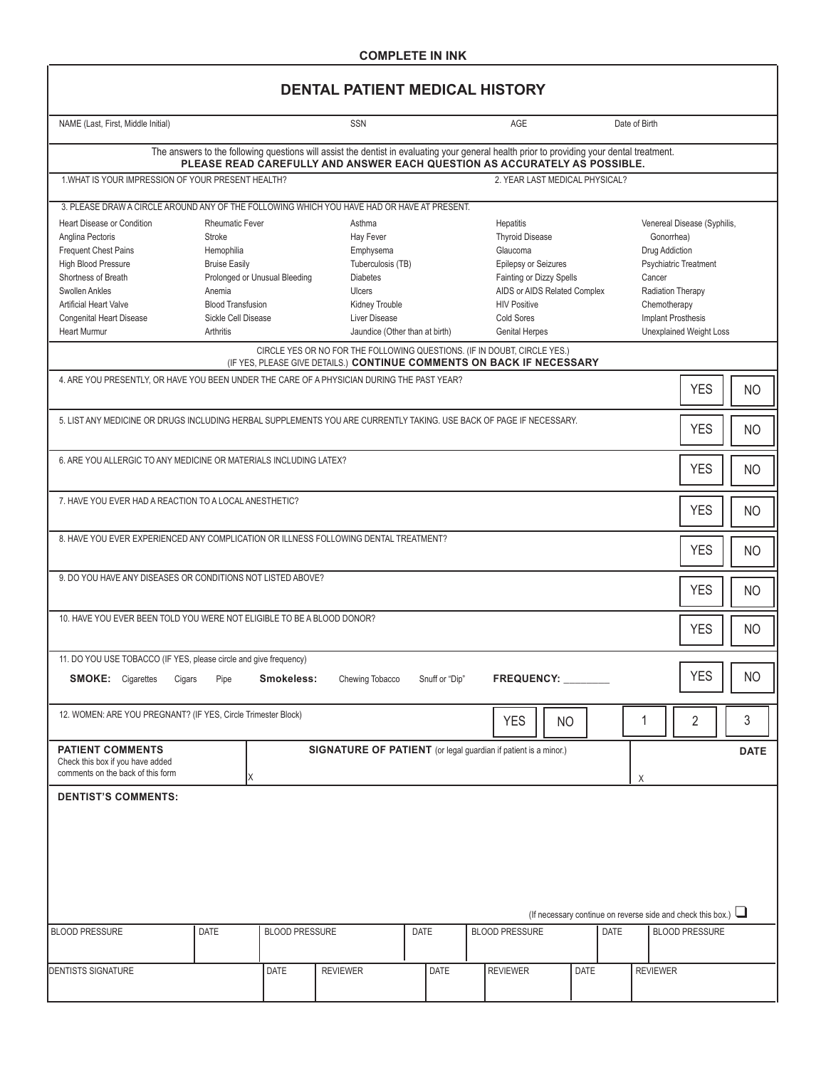**COMPLETE IN INK**

# DENTAL PATIENT MEDICAL HISTORY

| NAME (Last, First, Middle Initial) | SSN | AGE | Date of Birth |
|---|---|---|---|
| | | | |

The answers to the following questions will assist the dentist in evaluating your general health prior to providing your dental treatment.
**PLEASE READ CAREFULLY AND ANSWER EACH QUESTION AS ACCURATELY AS POSSIBLE.**

| 1.WHAT IS YOUR IMPRESSION OF YOUR PRESENT HEALTH? | 2. YEAR LAST MEDICAL PHYSICAL? |
|---|---|
| | |

3. PLEASE DRAW A CIRCLE AROUND ANY OF THE FOLLOWING WHICH YOU HAVE HAD OR HAVE AT PRESENT.

| | | | | |
|---|---|---|---|---|
| Heart Disease or Condition | Rheumatic Fever | Asthma | Hepatitis | Venereal Disease (Syphilis, Gonorrhea) |
| Anglina Pectoris | Stroke | Hay Fever | Thyroid Disease | Drug Addiction |
| Frequent Chest Pains | Hemophilia | Emphysema | Glaucoma | Psychiatric Treatment |
| High Blood Pressure | Bruise Easily | Tuberculosis (TB) | Epilepsy or Seizures | Cancer |
| Shortness of Breath | Prolonged or Unusual Bleeding | Diabetes | Fainting or Dizzy Spells | Radiation Therapy |
| Swollen Ankles | Anemia | Ulcers | AIDS or AIDS Related Complex | Chemotherapy |
| Artificial Heart Valve | Blood Transfusion | Kidney Trouble | HIV Positive | Implant Prosthesis |
| Congenital Heart Disease | Sickle Cell Disease | Liver Disease | Cold Sores | Unexplained Weight Loss |
| Heart Murmur | Arthritis | Jaundice (Other than at birth) | Genital Herpes | |

CIRCLE YES OR NO FOR THE FOLLOWING QUESTIONS. (IF IN DOUBT, CIRCLE YES.)
(IF YES, PLEASE GIVE DETAILS.) **CONTINUE COMMENTS ON BACK IF NECESSARY**

| Question | | |
|---|---|---|
| 4. ARE YOU PRESENTLY, OR HAVE YOU BEEN UNDER THE CARE OF A PHYSICIAN DURING THE PAST YEAR? | YES | NO |
| 5. LIST ANY MEDICINE OR DRUGS INCLUDING HERBAL SUPPLEMENTS YOU ARE CURRENTLY TAKING. USE BACK OF PAGE IF NECESSARY. | YES | NO |
| 6. ARE YOU ALLERGIC TO ANY MEDICINE OR MATERIALS INCLUDING LATEX? | YES | NO |
| 7. HAVE YOU EVER HAD A REACTION TO A LOCAL ANESTHETIC? | YES | NO |
| 8. HAVE YOU EVER EXPERIENCED ANY COMPLICATION OR ILLNESS FOLLOWING DENTAL TREATMENT? | YES | NO |
| 9. DO YOU HAVE ANY DISEASES OR CONDITIONS NOT LISTED ABOVE? | YES | NO |
| 10. HAVE YOU EVER BEEN TOLD YOU WERE NOT ELIGIBLE TO BE A BLOOD DONOR? | YES | NO |
| 11. DO YOU USE TOBACCO (IF YES, please circle and give frequency)<br>**SMOKE:** Cigarettes Cigars Pipe **Smokeless:** Chewing Tobacco Snuff or "Dip" **FREQUENCY:** ________ | YES | NO |

12. WOMEN: ARE YOU PREGNANT? (IF YES, Circle Trimester Block) YES NO 1 2 3

| **PATIENT COMMENTS**<br>Check this box if you have added comments on the back of this form | **SIGNATURE OF PATIENT** (or legal guardian if patient is a minor.) | **DATE** |
|---|---|---|
| | X | X |

**DENTIST'S COMMENTS:**

(If necessary continue on reverse side and check this box.) ☐

| BLOOD PRESSURE | DATE | BLOOD PRESSURE | DATE | BLOOD PRESSURE | DATE | BLOOD PRESSURE |
|---|---|---|---|---|---|---|
| | | | | | | |

| DENTISTS SIGNATURE | DATE | REVIEWER | DATE | REVIEWER | DATE | REVIEWER |
|---|---|---|---|---|---|---|
| | | | | | | |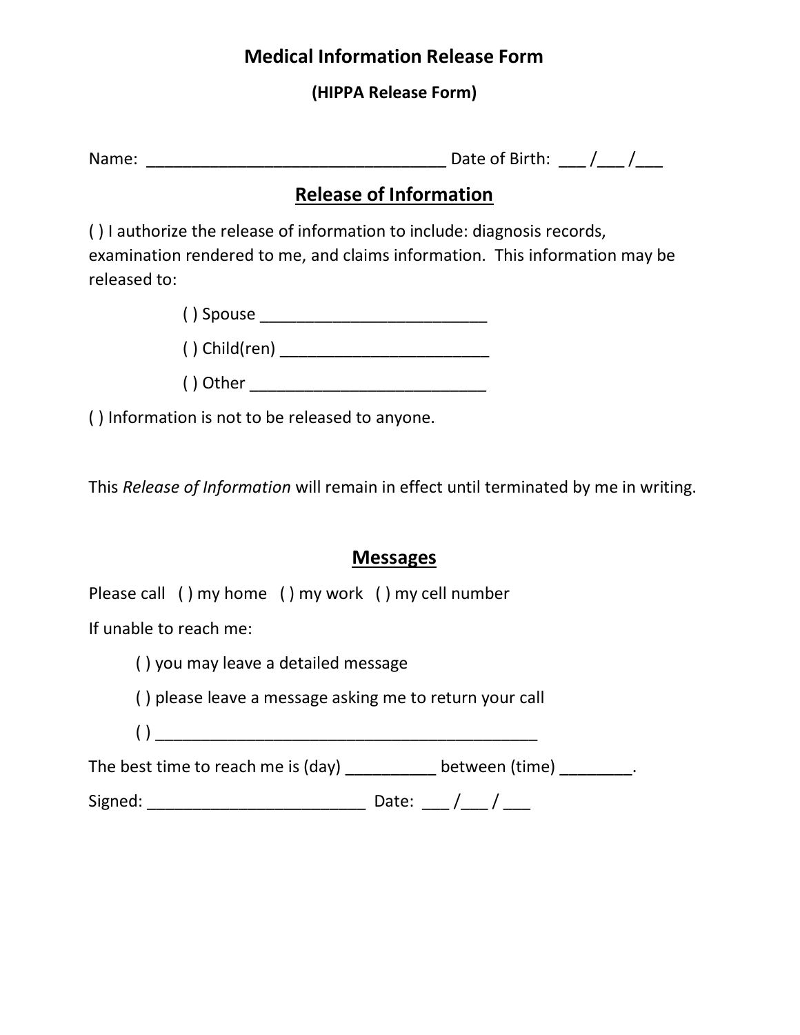# Medical Information Release Form

**(HIPPA Release Form)**

Name: _________________________________ Date of Birth: ___ /___ /___

## Release of Information

( ) I authorize the release of information to include: diagnosis records, examination rendered to me, and claims information. This information may be released to:

( ) Spouse _________________________

( ) Child(ren) _______________________

( ) Other ___________________________

( ) Information is not to be released to anyone.

This *Release of Information* will remain in effect until terminated by me in writing.

## Messages

Please call ( ) my home ( ) my work ( ) my cell number

If unable to reach me:

( ) you may leave a detailed message

( ) please leave a message asking me to return your call

( ) ___________________________________________

The best time to reach me is (day) __________ between (time) ________.

Signed: ________________________ Date: ___ /___ / ___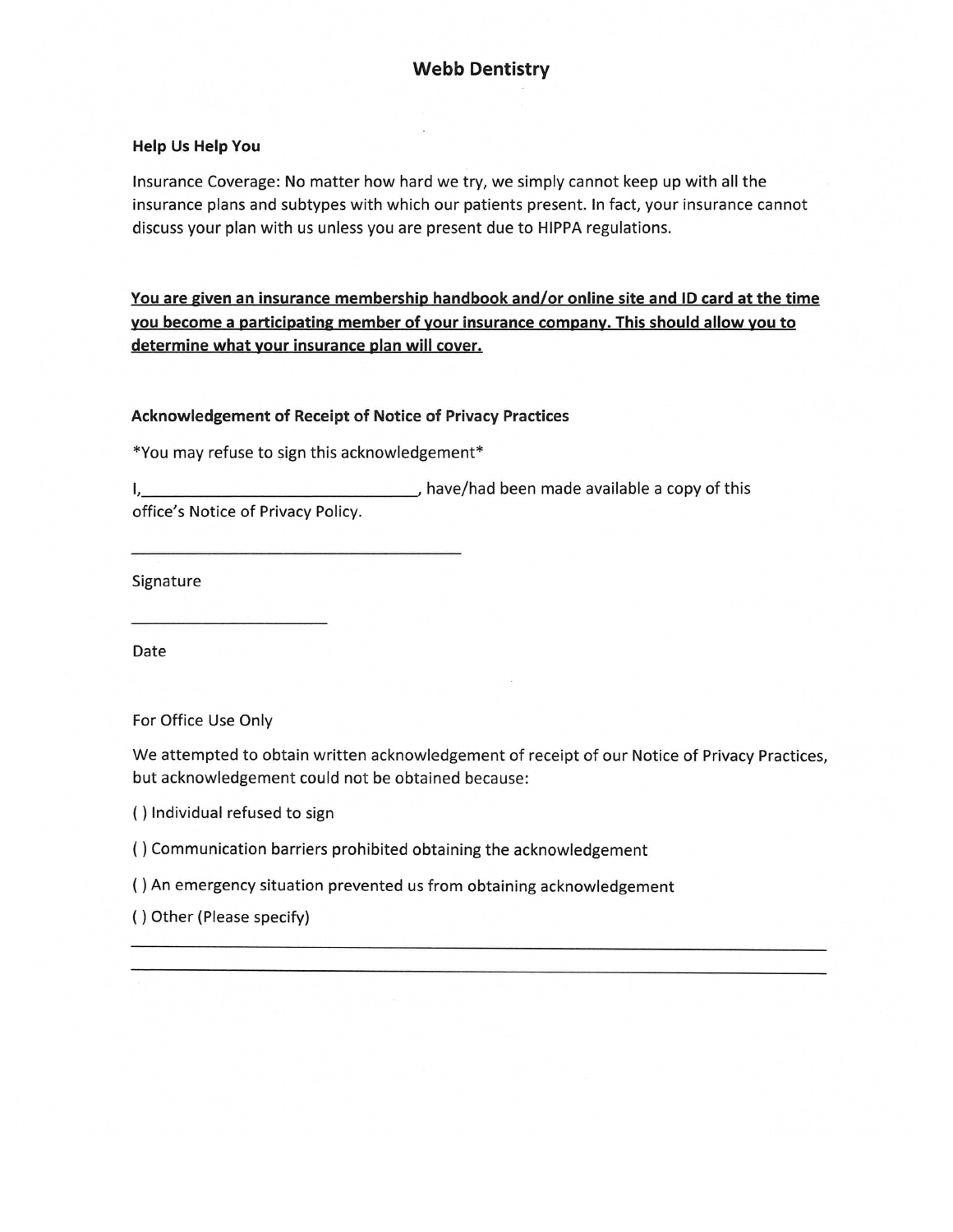# Webb Dentistry

### Help Us Help You

Insurance Coverage: No matter how hard we try, we simply cannot keep up with all the insurance plans and subtypes with which our patients present. In fact, your insurance cannot discuss your plan with us unless you are present due to HIPPA regulations.

**<u>You are given an insurance membership handbook and/or online site and ID card at the time you become a participating member of your insurance company. This should allow you to determine what your insurance plan will cover.</u>**

### Acknowledgement of Receipt of Notice of Privacy Practices

*You may refuse to sign this acknowledgement*

I,________________________________, have/had been made available a copy of this office's Notice of Privacy Policy.

______________________________________

Signature

______________________

Date

For Office Use Only

We attempted to obtain written acknowledgement of receipt of our Notice of Privacy Practices, but acknowledgement could not be obtained because:

( ) Individual refused to sign

( ) Communication barriers prohibited obtaining the acknowledgement

( ) An emergency situation prevented us from obtaining acknowledgement

( ) Other (Please specify)

______________________________________________________________________________

______________________________________________________________________________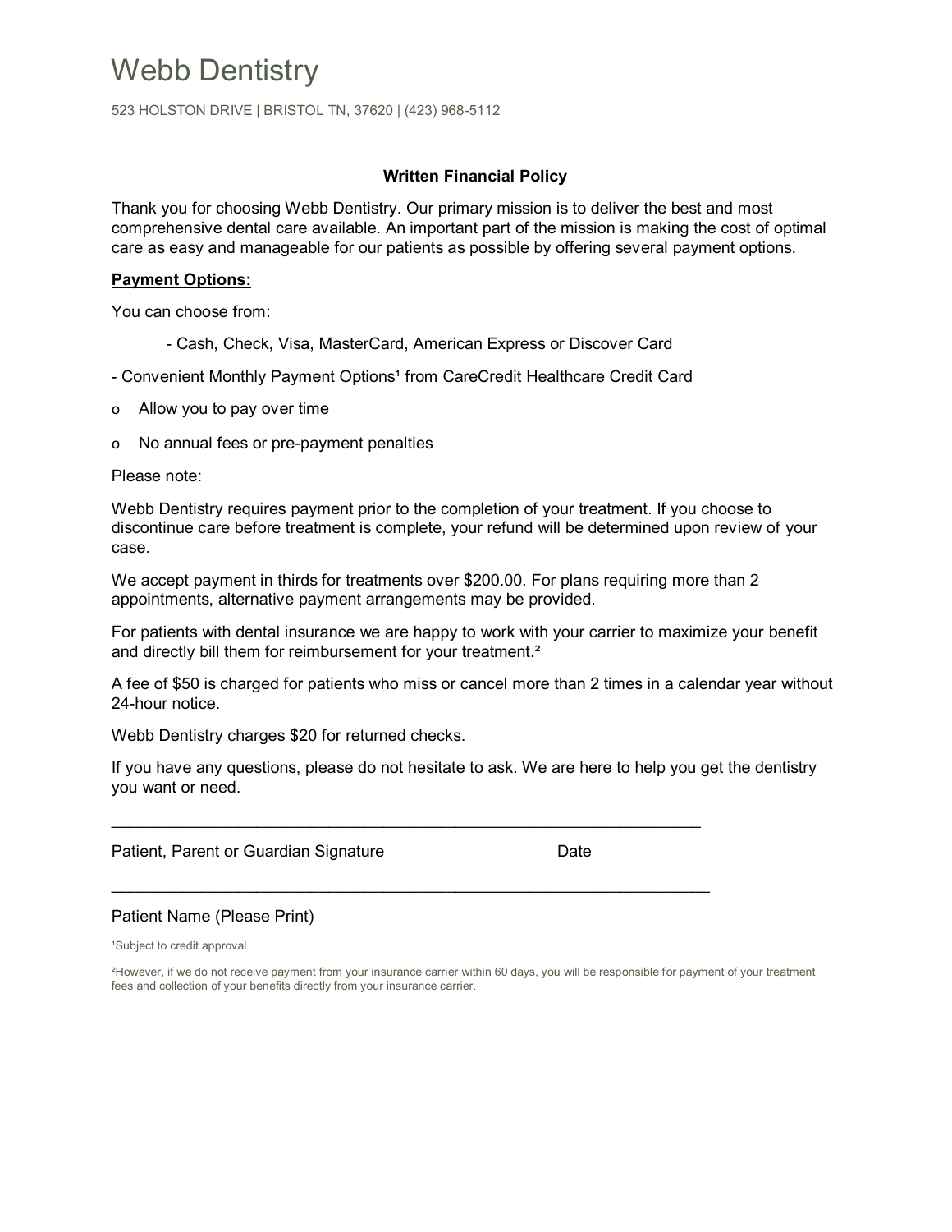# Webb Dentistry

523 HOLSTON DRIVE | BRISTOL TN, 37620 | (423) 968-5112

### Written Financial Policy

Thank you for choosing Webb Dentistry. Our primary mission is to deliver the best and most comprehensive dental care available. An important part of the mission is making the cost of optimal care as easy and manageable for our patients as possible by offering several payment options.

**Payment Options:**

You can choose from:

- Cash, Check, Visa, MasterCard, American Express or Discover Card

- Convenient Monthly Payment Options[1] from CareCredit Healthcare Credit Card
  - Allow you to pay over time
  - No annual fees or pre-payment penalties

Please note:

Webb Dentistry requires payment prior to the completion of your treatment. If you choose to discontinue care before treatment is complete, your refund will be determined upon review of your case.

We accept payment in thirds for treatments over $200.00. For plans requiring more than 2 appointments, alternative payment arrangements may be provided.

For patients with dental insurance we are happy to work with your carrier to maximize your benefit and directly bill them for reimbursement for your treatment.[2]

A fee of $50 is charged for patients who miss or cancel more than 2 times in a calendar year without 24-hour notice.

Webb Dentistry charges $20 for returned checks.

If you have any questions, please do not hesitate to ask. We are here to help you get the dentistry you want or need.

___________________________________________________________________

Patient, Parent or Guardian Signature                    Date

___________________________________________________________________

Patient Name (Please Print)

[1]Subject to credit approval

[2]However, if we do not receive payment from your insurance carrier within 60 days, you will be responsible for payment of your treatment fees and collection of your benefits directly from your insurance carrier.